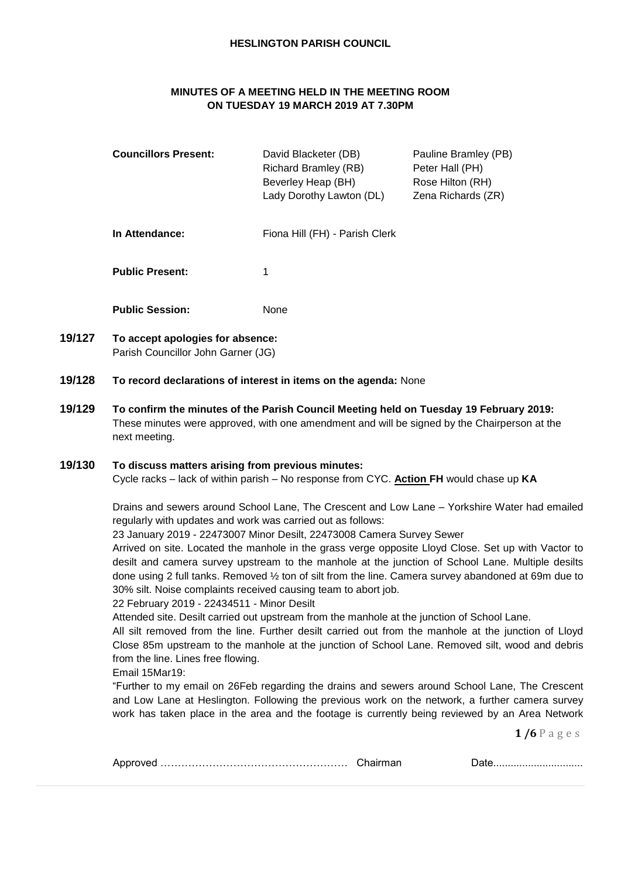**HESLINGTON PARISH COUNCIL**

**MINUTES OF A MEETING HELD IN THE MEETING ROOM ON TUESDAY 19 MARCH 2019 AT 7.30PM**

| | | |
|---|---|---|
| **Councillors Present:** | David Blacketer (DB) | Pauline Bramley (PB) |
| | Richard Bramley (RB) | Peter Hall (PH) |
| | Beverley Heap (BH) | Rose Hilton (RH) |
| | Lady Dorothy Lawton (DL) | Zena Richards (ZR) |
| **In Attendance:** | Fiona Hill (FH) - Parish Clerk | |
| **Public Present:** | 1 | |
| **Public Session:** | None | |

**19/127 To accept apologies for absence:**
Parish Councillor John Garner (JG)

**19/128 To record declarations of interest in items on the agenda:** None

**19/129 To confirm the minutes of the Parish Council Meeting held on Tuesday 19 February 2019:**
These minutes were approved, with one amendment and will be signed by the Chairperson at the next meeting.

**19/130 To discuss matters arising from previous minutes:**
Cycle racks – lack of within parish – No response from CYC. **Action FH** would chase up **KA**

Drains and sewers around School Lane, The Crescent and Low Lane – Yorkshire Water had emailed regularly with updates and work was carried out as follows:

23 January 2019 - 22473007 Minor Desilt, 22473008 Camera Survey Sewer

Arrived on site. Located the manhole in the grass verge opposite Lloyd Close. Set up with Vactor to desilt and camera survey upstream to the manhole at the junction of School Lane. Multiple desilts done using 2 full tanks. Removed ½ ton of silt from the line. Camera survey abandoned at 69m due to 30% silt. Noise complaints received causing team to abort job.

22 February 2019 - 22434511 - Minor Desilt

Attended site. Desilt carried out upstream from the manhole at the junction of School Lane.

All silt removed from the line. Further desilt carried out from the manhole at the junction of Lloyd Close 85m upstream to the manhole at the junction of School Lane. Removed silt, wood and debris from the line. Lines free flowing.

Email 15Mar19:

"Further to my email on 26Feb regarding the drains and sewers around School Lane, The Crescent and Low Lane at Heslington. Following the previous work on the network, a further camera survey work has taken place in the area and the footage is currently being reviewed by an Area Network

Approved ……………………………………………… Chairman Date...............................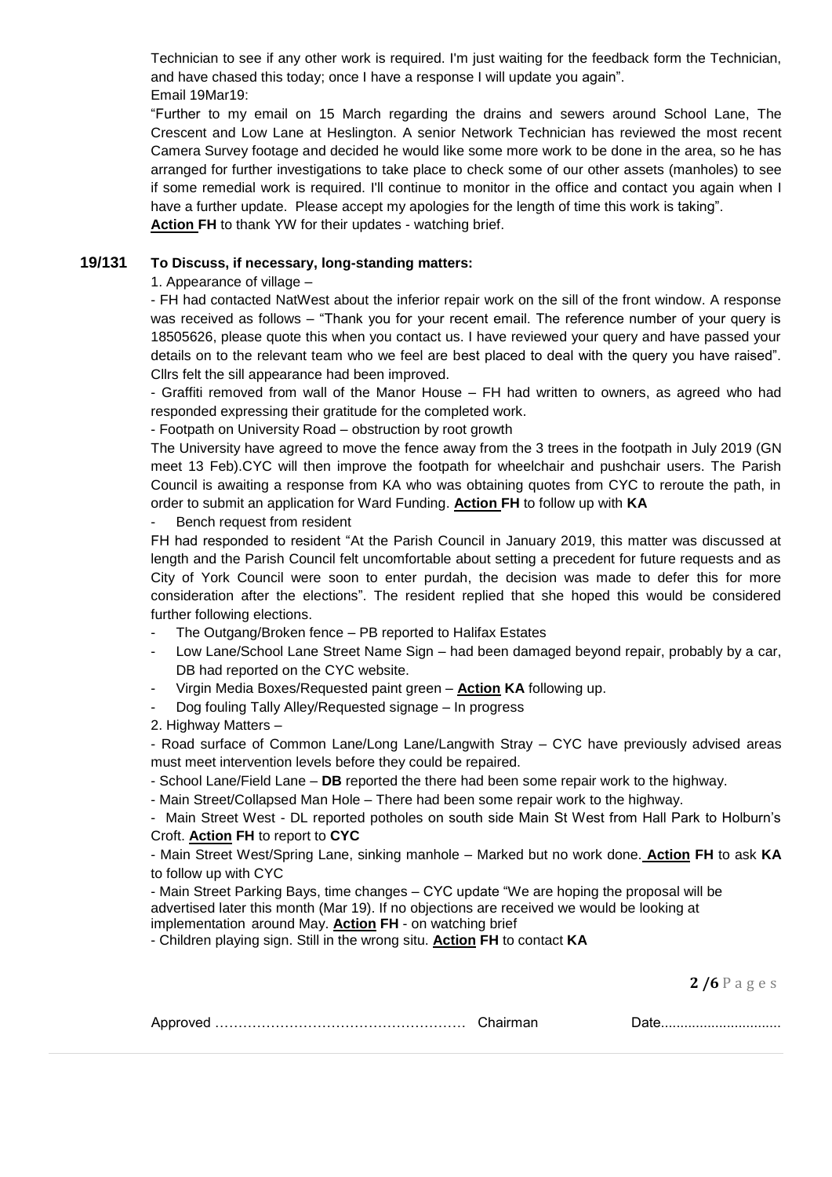Technician to see if any other work is required. I'm just waiting for the feedback form the Technician, and have chased this today; once I have a response I will update you again".

Email 19Mar19:

"Further to my email on 15 March regarding the drains and sewers around School Lane, The Crescent and Low Lane at Heslington. A senior Network Technician has reviewed the most recent Camera Survey footage and decided he would like some more work to be done in the area, so he has arranged for further investigations to take place to check some of our other assets (manholes) to see if some remedial work is required. I'll continue to monitor in the office and contact you again when I have a further update. Please accept my apologies for the length of time this work is taking".

**Action FH** to thank YW for their updates - watching brief.

**19/131 To Discuss, if necessary, long-standing matters:**

1. Appearance of village –

- FH had contacted NatWest about the inferior repair work on the sill of the front window. A response was received as follows – "Thank you for your recent email. The reference number of your query is 18505626, please quote this when you contact us. I have reviewed your query and have passed your details on to the relevant team who we feel are best placed to deal with the query you have raised". Cllrs felt the sill appearance had been improved.
- Graffiti removed from wall of the Manor House – FH had written to owners, as agreed who had responded expressing their gratitude for the completed work.
- Footpath on University Road – obstruction by root growth

The University have agreed to move the fence away from the 3 trees in the footpath in July 2019 (GN meet 13 Feb).CYC will then improve the footpath for wheelchair and pushchair users. The Parish Council is awaiting a response from KA who was obtaining quotes from CYC to reroute the path, in order to submit an application for Ward Funding. **Action FH** to follow up with **KA**

- Bench request from resident

FH had responded to resident "At the Parish Council in January 2019, this matter was discussed at length and the Parish Council felt uncomfortable about setting a precedent for future requests and as City of York Council were soon to enter purdah, the decision was made to defer this for more consideration after the elections". The resident replied that she hoped this would be considered further following elections.

- The Outgang/Broken fence – PB reported to Halifax Estates
- Low Lane/School Lane Street Name Sign – had been damaged beyond repair, probably by a car, DB had reported on the CYC website.
- Virgin Media Boxes/Requested paint green – **Action KA** following up.
- Dog fouling Tally Alley/Requested signage – In progress

2. Highway Matters –

- Road surface of Common Lane/Long Lane/Langwith Stray – CYC have previously advised areas must meet intervention levels before they could be repaired.
- School Lane/Field Lane – **DB** reported the there had been some repair work to the highway.
- Main Street/Collapsed Man Hole – There had been some repair work to the highway.
- Main Street West - DL reported potholes on south side Main St West from Hall Park to Holburn's Croft. **Action FH** to report to **CYC**
- Main Street West/Spring Lane, sinking manhole – Marked but no work done. **Action FH** to ask **KA** to follow up with CYC
- Main Street Parking Bays, time changes – CYC update "We are hoping the proposal will be advertised later this month (Mar 19). If no objections are received we would be looking at implementation around May. **Action FH** - on watching brief
- Children playing sign. Still in the wrong situ. **Action FH** to contact **KA**

Approved ……………………………………………… Chairman Date...............................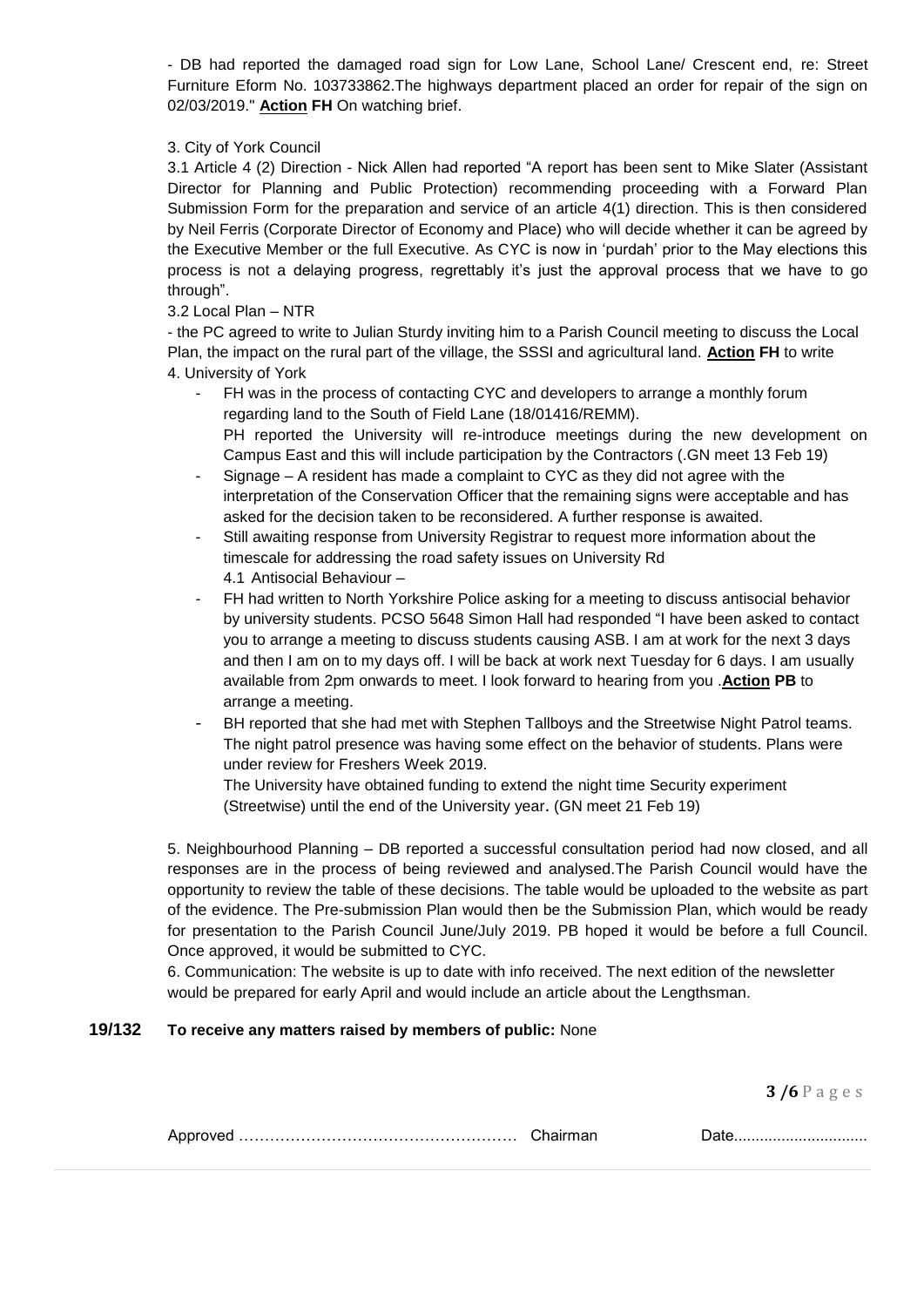- DB had reported the damaged road sign for Low Lane, School Lane/ Crescent end, re: Street Furniture Eform No. 103733862.The highways department placed an order for repair of the sign on 02/03/2019." **Action FH** On watching brief.

3. City of York Council

3.1 Article 4 (2) Direction - Nick Allen had reported "A report has been sent to Mike Slater (Assistant Director for Planning and Public Protection) recommending proceeding with a Forward Plan Submission Form for the preparation and service of an article 4(1) direction. This is then considered by Neil Ferris (Corporate Director of Economy and Place) who will decide whether it can be agreed by the Executive Member or the full Executive. As CYC is now in 'purdah' prior to the May elections this process is not a delaying progress, regrettably it's just the approval process that we have to go through".

3.2 Local Plan – NTR

- the PC agreed to write to Julian Sturdy inviting him to a Parish Council meeting to discuss the Local Plan, the impact on the rural part of the village, the SSSI and agricultural land. **Action FH** to write

4. University of York

- FH was in the process of contacting CYC and developers to arrange a monthly forum regarding land to the South of Field Lane (18/01416/REMM).
  PH reported the University will re-introduce meetings during the new development on Campus East and this will include participation by the Contractors (.GN meet 13 Feb 19)
- Signage – A resident has made a complaint to CYC as they did not agree with the interpretation of the Conservation Officer that the remaining signs were acceptable and has asked for the decision taken to be reconsidered. A further response is awaited.
- Still awaiting response from University Registrar to request more information about the timescale for addressing the road safety issues on University Rd
  4.1 Antisocial Behaviour –
- FH had written to North Yorkshire Police asking for a meeting to discuss antisocial behavior by university students. PCSO 5648 Simon Hall had responded "I have been asked to contact you to arrange a meeting to discuss students causing ASB. I am at work for the next 3 days and then I am on to my days off. I will be back at work next Tuesday for 6 days. I am usually available from 2pm onwards to meet. I look forward to hearing from you .**Action PB** to arrange a meeting.
- BH reported that she had met with Stephen Tallboys and the Streetwise Night Patrol teams. The night patrol presence was having some effect on the behavior of students. Plans were under review for Freshers Week 2019.
  The University have obtained funding to extend the night time Security experiment (Streetwise) until the end of the University year. (GN meet 21 Feb 19)

5. Neighbourhood Planning – DB reported a successful consultation period had now closed, and all responses are in the process of being reviewed and analysed.The Parish Council would have the opportunity to review the table of these decisions. The table would be uploaded to the website as part of the evidence. The Pre-submission Plan would then be the Submission Plan, which would be ready for presentation to the Parish Council June/July 2019. PB hoped it would be before a full Council. Once approved, it would be submitted to CYC.

6. Communication: The website is up to date with info received. The next edition of the newsletter would be prepared for early April and would include an article about the Lengthsman.

**19/132 To receive any matters raised by members of public:** None

Approved ……………………………………………… Chairman Date...............................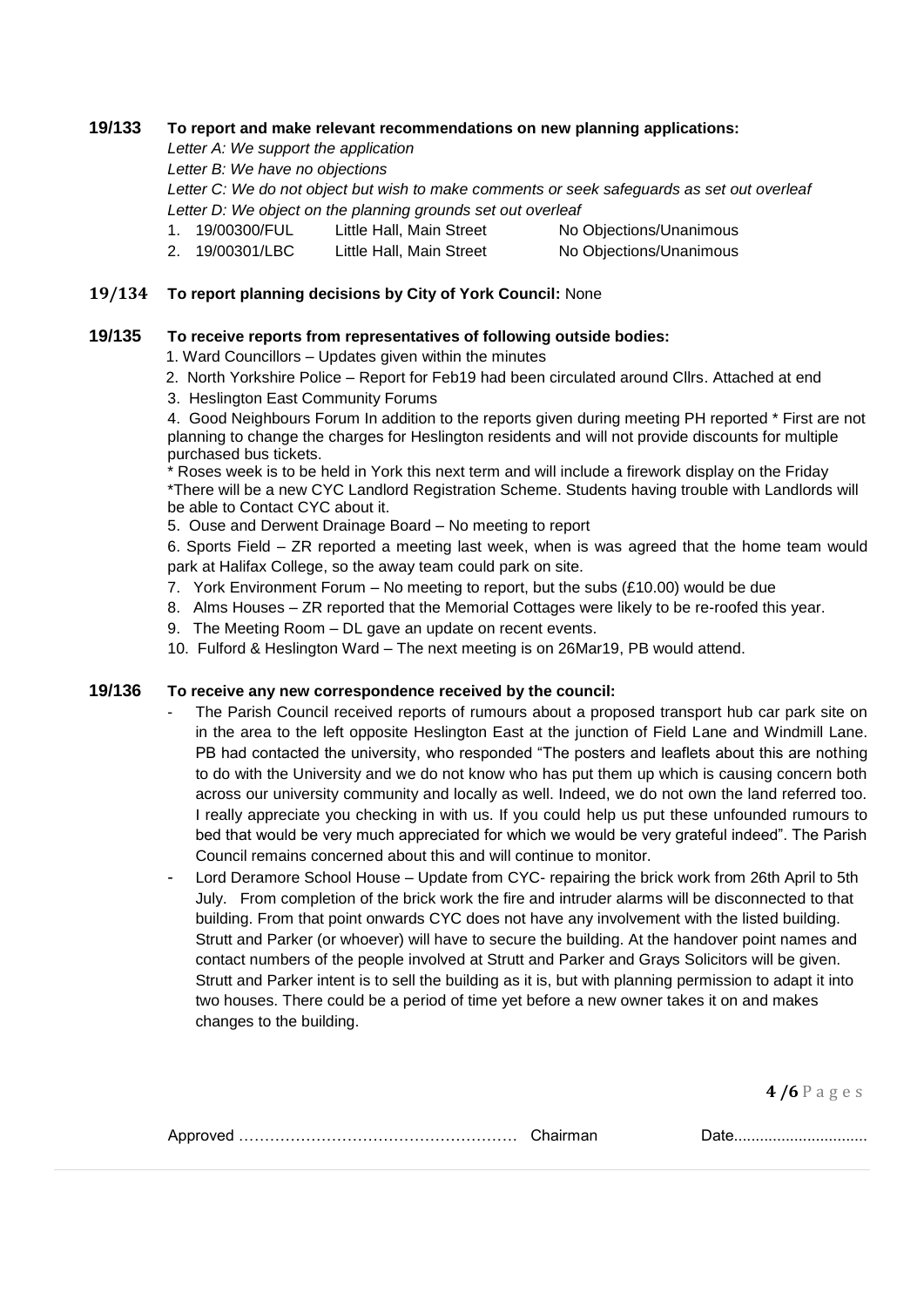**19/133 To report and make relevant recommendations on new planning applications:**

*Letter A: We support the application*
*Letter B: We have no objections*
*Letter C: We do not object but wish to make comments or seek safeguards as set out overleaf*
*Letter D: We object on the planning grounds set out overleaf*

1. 19/00300/FUL Little Hall, Main Street No Objections/Unanimous
2. 19/00301/LBC Little Hall, Main Street No Objections/Unanimous

**19/134 To report planning decisions by City of York Council:** None

**19/135 To receive reports from representatives of following outside bodies:**

1. Ward Councillors – Updates given within the minutes
2. North Yorkshire Police – Report for Feb19 had been circulated around Cllrs. Attached at end
3. Heslington East Community Forums
4. Good Neighbours Forum In addition to the reports given during meeting PH reported * First are not planning to change the charges for Heslington residents and will not provide discounts for multiple purchased bus tickets.
   * Roses week is to be held in York this next term and will include a firework display on the Friday
   *There will be a new CYC Landlord Registration Scheme. Students having trouble with Landlords will be able to Contact CYC about it.
5. Ouse and Derwent Drainage Board – No meeting to report
6. Sports Field – ZR reported a meeting last week, when is was agreed that the home team would park at Halifax College, so the away team could park on site.
7. York Environment Forum – No meeting to report, but the subs (£10.00) would be due
8. Alms Houses – ZR reported that the Memorial Cottages were likely to be re-roofed this year.
9. The Meeting Room – DL gave an update on recent events.
10. Fulford & Heslington Ward – The next meeting is on 26Mar19, PB would attend.

**19/136 To receive any new correspondence received by the council:**

- The Parish Council received reports of rumours about a proposed transport hub car park site on in the area to the left opposite Heslington East at the junction of Field Lane and Windmill Lane. PB had contacted the university, who responded "The posters and leaflets about this are nothing to do with the University and we do not know who has put them up which is causing concern both across our university community and locally as well. Indeed, we do not own the land referred too. I really appreciate you checking in with us. If you could help us put these unfounded rumours to bed that would be very much appreciated for which we would be very grateful indeed". The Parish Council remains concerned about this and will continue to monitor.
- Lord Deramore School House – Update from CYC- repairing the brick work from 26th April to 5th July. From completion of the brick work the fire and intruder alarms will be disconnected to that building. From that point onwards CYC does not have any involvement with the listed building. Strutt and Parker (or whoever) will have to secure the building. At the handover point names and contact numbers of the people involved at Strutt and Parker and Grays Solicitors will be given. Strutt and Parker intent is to sell the building as it is, but with planning permission to adapt it into two houses. There could be a period of time yet before a new owner takes it on and makes changes to the building.

Approved …………………………………………… Chairman Date..............................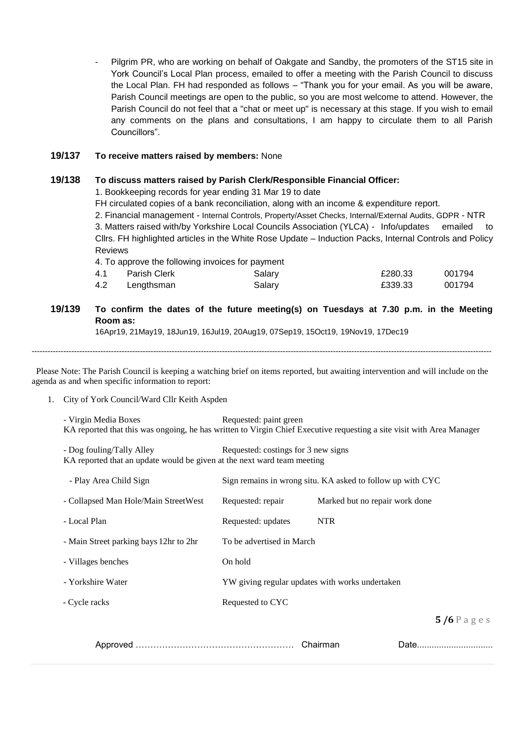- Pilgrim PR, who are working on behalf of Oakgate and Sandby, the promoters of the ST15 site in York Council's Local Plan process, emailed to offer a meeting with the Parish Council to discuss the Local Plan. FH had responded as follows – "Thank you for your email. As you will be aware, Parish Council meetings are open to the public, so you are most welcome to attend. However, the Parish Council do not feel that a "chat or meet up" is necessary at this stage. If you wish to email any comments on the plans and consultations, I am happy to circulate them to all Parish Councillors".

**19/137 To receive matters raised by members:** None

**19/138 To discuss matters raised by Parish Clerk/Responsible Financial Officer:**

1. Bookkeeping records for year ending 31 Mar 19 to date
FH circulated copies of a bank reconciliation, along with an income & expenditure report.
2. Financial management - Internal Controls, Property/Asset Checks, Internal/External Audits, GDPR - NTR
3. Matters raised with/by Yorkshire Local Councils Association (YLCA) - Info/updates emailed to Cllrs. FH highlighted articles in the White Rose Update – Induction Packs, Internal Controls and Policy Reviews
4. To approve the following invoices for payment

| | | | | |
|---|---|---|---|---|
| 4.1 | Parish Clerk | Salary | £280.33 | 001794 |
| 4.2 | Lengthsman | Salary | £339.33 | 001794 |

**19/139 To confirm the dates of the future meeting(s) on Tuesdays at 7.30 p.m. in the Meeting Room as:**

16Apr19, 21May19, 18Jun19, 16Jul19, 20Aug19, 07Sep19, 15Oct19, 19Nov19, 17Dec19

---

Please Note: The Parish Council is keeping a watching brief on items reported, but awaiting intervention and will include on the agenda as and when specific information to report:

1. City of York Council/Ward Cllr Keith Aspden

- Virgin Media Boxes — Requested: paint green
KA reported that this was ongoing, he has written to Virgin Chief Executive requesting a site visit with Area Manager

- Dog fouling/Tally Alley — Requested: costings for 3 new signs
KA reported that an update would be given at the next ward team meeting

| | | |
|---|---|---|
| - Play Area Child Sign | Sign remains in wrong situ. KA asked to follow up with CYC | |
| - Collapsed Man Hole/Main StreetWest | Requested: repair | Marked but no repair work done |
| - Local Plan | Requested: updates | NTR |
| - Main Street parking bays 12hr to 2hr | To be advertised in March | |
| - Villages benches | On hold | |
| - Yorkshire Water | YW giving regular updates with works undertaken | |
| - Cycle racks | Requested to CYC | |

Approved …………………………………………… Chairman Date..............................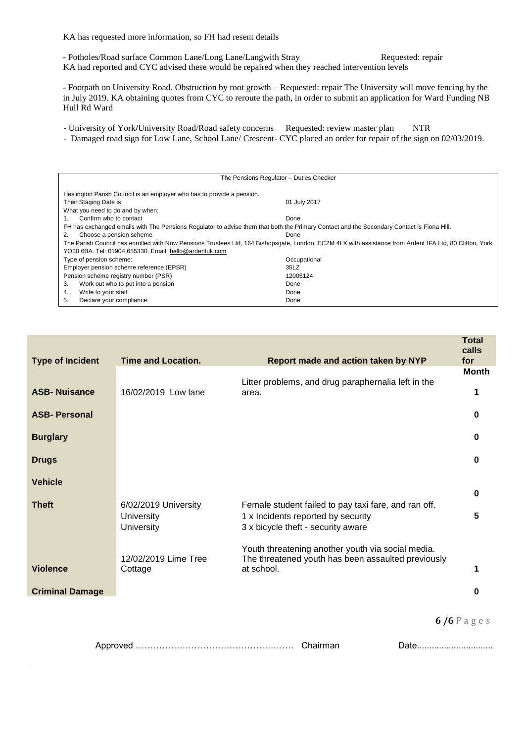KA has requested more information, so FH had resent details

- Potholes/Road surface Common Lane/Long Lane/Langwith Stray Requested: repair
KA had reported and CYC advised these would be repaired when they reached intervention levels

- Footpath on University Road. Obstruction by root growth – Requested: repair The University will move fencing by the in July 2019. KA obtaining quotes from CYC to reroute the path, in order to submit an application for Ward Funding NB Hull Rd Ward

- University of York/University Road/Road safety concerns Requested: review master plan NTR
- Damaged road sign for Low Lane, School Lane/ Crescent- CYC placed an order for repair of the sign on 02/03/2019.

| The Pensions Regulator – Duties Checker | |
|---|---|
| Heslington Parish Council is an employer who has to provide a pension. | |
| Their Staging Date is | 01 July 2017 |
| What you need to do and by when: | |
| 1. Confirm who to contact | Done |
| FH has exchanged emails with The Pensions Regulator to advise them that both the Primary Contact and the Secondary Contact is Fiona Hill. | |
| 2. Choose a pension scheme | Done |
| The Parish Council has enrolled with Now Pensions Trustees Ltd, 164 Bishopsgate, London, EC2M 4LX with assistance from Ardent IFA Ltd, 80 Clifton, York YO30 6BA. Tel: 01904 655330. Email: hello@ardentuk.com | |
| Type of pension scheme: | Occupational |
| Employer pension scheme reference (EPSR) | 35LZ |
| Pension scheme registry number (PSR) | 12005124 |
| 3. Work out who to put into a pension | Done |
| 4. Write to your staff | Done |
| 5. Declare your compliance | Done |

| Type of Incident | Time and Location. | Report made and action taken by NYP | Total calls for Month |
|---|---|---|---|
| ASB- Nuisance | 16/02/2019 Low lane | Litter problems, and drug paraphernalia left in the area. | 1 |
| ASB- Personal | | | 0 |
| Burglary | | | 0 |
| Drugs | | | 0 |
| Vehicle | | | 0 |
| Theft | 6/02/2019 University<br>University<br>University | Female student failed to pay taxi fare, and ran off.<br>1 x Incidents reported by security<br>3 x bicycle theft - security aware | 5 |
| Violence | 12/02/2019 Lime Tree Cottage | Youth threatening another youth via social media. The threatened youth has been assaulted previously at school. | 1 |
| Criminal Damage | | | 0 |

Approved …………………………………………… Chairman Date.............................